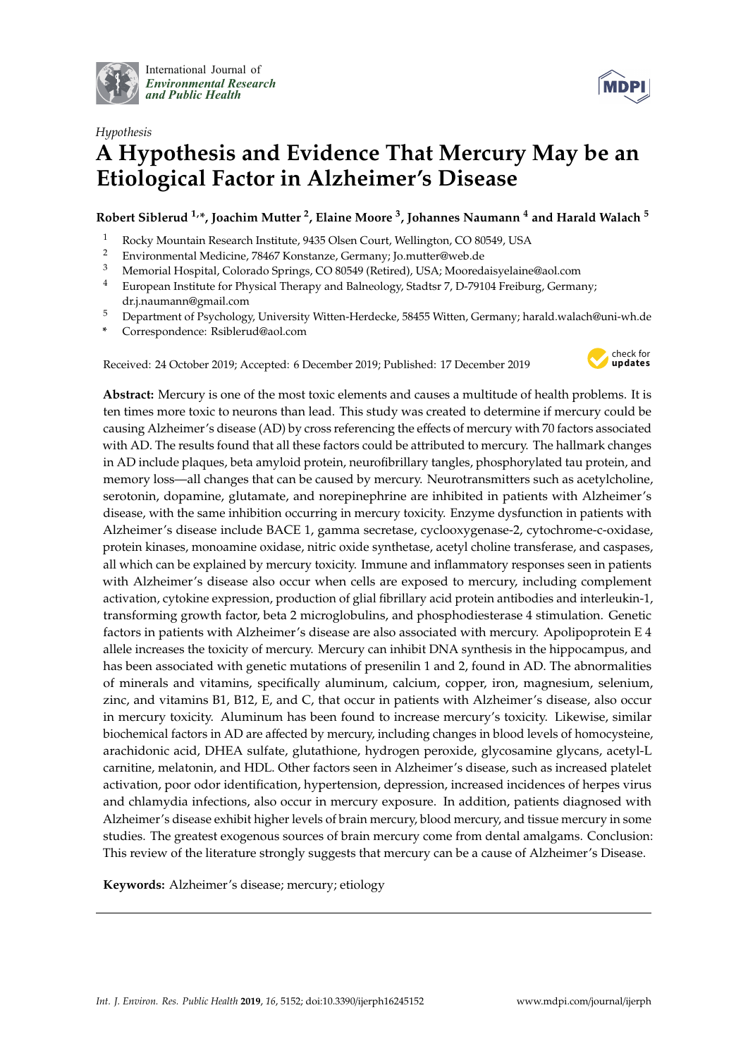International Journal of *Environmental Research and Public Health*

*Hypothesis*

# A Hypothesis and Evidence That Mercury May be an Etiological Factor in Alzheimer's Disease

**Robert Siblerud [1,*], Joachim Mutter [2], Elaine Moore [3], Johannes Naumann [4] and Harald Walach [5]**

[1] Rocky Mountain Research Institute, 9435 Olsen Court, Wellington, CO 80549, USA
[2] Environmental Medicine, 78467 Konstanze, Germany; Jo.mutter@web.de
[3] Memorial Hospital, Colorado Springs, CO 80549 (Retired), USA; Mooredaisyelaine@aol.com
[4] European Institute for Physical Therapy and Balneology, Stadtsr 7, D-79104 Freiburg, Germany; dr.j.naumann@gmail.com
[5] Department of Psychology, University Witten-Herdecke, 58455 Witten, Germany; harald.walach@uni-wh.de
[*] Correspondence: Rsiblerud@aol.com

Received: 24 October 2019; Accepted: 6 December 2019; Published: 17 December 2019

**Abstract:** Mercury is one of the most toxic elements and causes a multitude of health problems. It is ten times more toxic to neurons than lead. This study was created to determine if mercury could be causing Alzheimer's disease (AD) by cross referencing the effects of mercury with 70 factors associated with AD. The results found that all these factors could be attributed to mercury. The hallmark changes in AD include plaques, beta amyloid protein, neurofibrillary tangles, phosphorylated tau protein, and memory loss—all changes that can be caused by mercury. Neurotransmitters such as acetylcholine, serotonin, dopamine, glutamate, and norepinephrine are inhibited in patients with Alzheimer's disease, with the same inhibition occurring in mercury toxicity. Enzyme dysfunction in patients with Alzheimer's disease include BACE 1, gamma secretase, cyclooxygenase-2, cytochrome-c-oxidase, protein kinases, monoamine oxidase, nitric oxide synthetase, acetyl choline transferase, and caspases, all which can be explained by mercury toxicity. Immune and inflammatory responses seen in patients with Alzheimer's disease also occur when cells are exposed to mercury, including complement activation, cytokine expression, production of glial fibrillary acid protein antibodies and interleukin-1, transforming growth factor, beta 2 microglobulins, and phosphodiesterase 4 stimulation. Genetic factors in patients with Alzheimer's disease are also associated with mercury. Apolipoprotein E 4 allele increases the toxicity of mercury. Mercury can inhibit DNA synthesis in the hippocampus, and has been associated with genetic mutations of presenilin 1 and 2, found in AD. The abnormalities of minerals and vitamins, specifically aluminum, calcium, copper, iron, magnesium, selenium, zinc, and vitamins B1, B12, E, and C, that occur in patients with Alzheimer's disease, also occur in mercury toxicity. Aluminum has been found to increase mercury's toxicity. Likewise, similar biochemical factors in AD are affected by mercury, including changes in blood levels of homocysteine, arachidonic acid, DHEA sulfate, glutathione, hydrogen peroxide, glycosamine glycans, acetyl-L carnitine, melatonin, and HDL. Other factors seen in Alzheimer's disease, such as increased platelet activation, poor odor identification, hypertension, depression, increased incidences of herpes virus and chlamydia infections, also occur in mercury exposure. In addition, patients diagnosed with Alzheimer's disease exhibit higher levels of brain mercury, blood mercury, and tissue mercury in some studies. The greatest exogenous sources of brain mercury come from dental amalgams. Conclusion: This review of the literature strongly suggests that mercury can be a cause of Alzheimer's Disease.

**Keywords:** Alzheimer's disease; mercury; etiology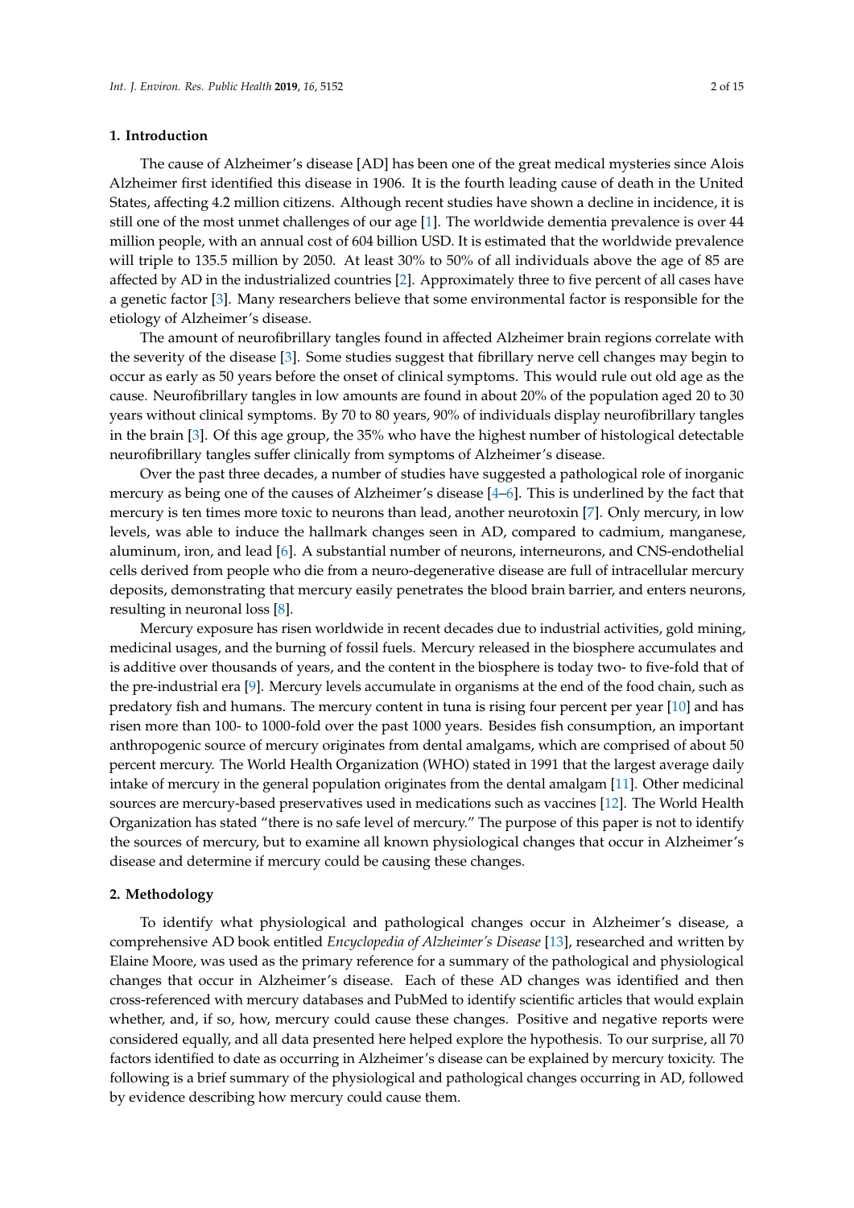## 1. Introduction

The cause of Alzheimer's disease [AD] has been one of the great medical mysteries since Alois Alzheimer first identified this disease in 1906. It is the fourth leading cause of death in the United States, affecting 4.2 million citizens. Although recent studies have shown a decline in incidence, it is still one of the most unmet challenges of our age [1]. The worldwide dementia prevalence is over 44 million people, with an annual cost of 604 billion USD. It is estimated that the worldwide prevalence will triple to 135.5 million by 2050. At least 30% to 50% of all individuals above the age of 85 are affected by AD in the industrialized countries [2]. Approximately three to five percent of all cases have a genetic factor [3]. Many researchers believe that some environmental factor is responsible for the etiology of Alzheimer's disease.

The amount of neurofibrillary tangles found in affected Alzheimer brain regions correlate with the severity of the disease [3]. Some studies suggest that fibrillary nerve cell changes may begin to occur as early as 50 years before the onset of clinical symptoms. This would rule out old age as the cause. Neurofibrillary tangles in low amounts are found in about 20% of the population aged 20 to 30 years without clinical symptoms. By 70 to 80 years, 90% of individuals display neurofibrillary tangles in the brain [3]. Of this age group, the 35% who have the highest number of histological detectable neurofibrillary tangles suffer clinically from symptoms of Alzheimer's disease.

Over the past three decades, a number of studies have suggested a pathological role of inorganic mercury as being one of the causes of Alzheimer's disease [4–6]. This is underlined by the fact that mercury is ten times more toxic to neurons than lead, another neurotoxin [7]. Only mercury, in low levels, was able to induce the hallmark changes seen in AD, compared to cadmium, manganese, aluminum, iron, and lead [6]. A substantial number of neurons, interneurons, and CNS-endothelial cells derived from people who die from a neuro-degenerative disease are full of intracellular mercury deposits, demonstrating that mercury easily penetrates the blood brain barrier, and enters neurons, resulting in neuronal loss [8].

Mercury exposure has risen worldwide in recent decades due to industrial activities, gold mining, medicinal usages, and the burning of fossil fuels. Mercury released in the biosphere accumulates and is additive over thousands of years, and the content in the biosphere is today two- to five-fold that of the pre-industrial era [9]. Mercury levels accumulate in organisms at the end of the food chain, such as predatory fish and humans. The mercury content in tuna is rising four percent per year [10] and has risen more than 100- to 1000-fold over the past 1000 years. Besides fish consumption, an important anthropogenic source of mercury originates from dental amalgams, which are comprised of about 50 percent mercury. The World Health Organization (WHO) stated in 1991 that the largest average daily intake of mercury in the general population originates from the dental amalgam [11]. Other medicinal sources are mercury-based preservatives used in medications such as vaccines [12]. The World Health Organization has stated "there is no safe level of mercury." The purpose of this paper is not to identify the sources of mercury, but to examine all known physiological changes that occur in Alzheimer's disease and determine if mercury could be causing these changes.

## 2. Methodology

To identify what physiological and pathological changes occur in Alzheimer's disease, a comprehensive AD book entitled *Encyclopedia of Alzheimer's Disease* [13], researched and written by Elaine Moore, was used as the primary reference for a summary of the pathological and physiological changes that occur in Alzheimer's disease. Each of these AD changes was identified and then cross-referenced with mercury databases and PubMed to identify scientific articles that would explain whether, and, if so, how, mercury could cause these changes. Positive and negative reports were considered equally, and all data presented here helped explore the hypothesis. To our surprise, all 70 factors identified to date as occurring in Alzheimer's disease can be explained by mercury toxicity. The following is a brief summary of the physiological and pathological changes occurring in AD, followed by evidence describing how mercury could cause them.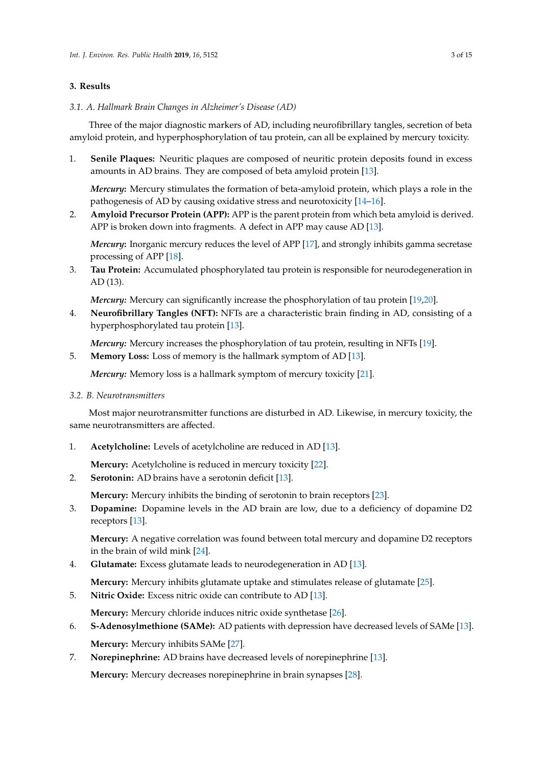## 3. Results

### 3.1. A. Hallmark Brain Changes in Alzheimer's Disease (AD)

Three of the major diagnostic markers of AD, including neurofibrillary tangles, secretion of beta amyloid protein, and hyperphosphorylation of tau protein, can all be explained by mercury toxicity.

1. **Senile Plaques:** Neuritic plaques are composed of neuritic protein deposits found in excess amounts in AD brains. They are composed of beta amyloid protein [13].

   ***Mercury*:** Mercury stimulates the formation of beta-amyloid protein, which plays a role in the pathogenesis of AD by causing oxidative stress and neurotoxicity [14–16].
2. **Amyloid Precursor Protein (APP):** APP is the parent protein from which beta amyloid is derived. APP is broken down into fragments. A defect in APP may cause AD [13].

   ***Mercury*:** Inorganic mercury reduces the level of APP [17], and strongly inhibits gamma secretase processing of APP [18].
3. **Tau Protein:** Accumulated phosphorylated tau protein is responsible for neurodegeneration in AD (13).

   ***Mercury:*** Mercury can significantly increase the phosphorylation of tau protein [19,20].
4. **Neurofibrillary Tangles (NFT):** NFTs are a characteristic brain finding in AD, consisting of a hyperphosphorylated tau protein [13].

   ***Mercury:*** Mercury increases the phosphorylation of tau protein, resulting in NFTs [19].
5. **Memory Loss:** Loss of memory is the hallmark symptom of AD [13].

   ***Mercury:*** Memory loss is a hallmark symptom of mercury toxicity [21].

### 3.2. B. Neurotransmitters

Most major neurotransmitter functions are disturbed in AD. Likewise, in mercury toxicity, the same neurotransmitters are affected.

1. **Acetylcholine:** Levels of acetylcholine are reduced in AD [13].

   **Mercury:** Acetylcholine is reduced in mercury toxicity [22].
2. **Serotonin:** AD brains have a serotonin deficit [13].

   **Mercury:** Mercury inhibits the binding of serotonin to brain receptors [23].
3. **Dopamine:** Dopamine levels in the AD brain are low, due to a deficiency of dopamine D2 receptors [13].

   **Mercury:** A negative correlation was found between total mercury and dopamine D2 receptors in the brain of wild mink [24].
4. **Glutamate:** Excess glutamate leads to neurodegeneration in AD [13].

   **Mercury:** Mercury inhibits glutamate uptake and stimulates release of glutamate [25].
5. **Nitric Oxide:** Excess nitric oxide can contribute to AD [13].

   **Mercury:** Mercury chloride induces nitric oxide synthetase [26].
6. **S-Adenosylmethione (SAMe):** AD patients with depression have decreased levels of SAMe [13].

   **Mercury:** Mercury inhibits SAMe [27].
7. **Norepinephrine:** AD brains have decreased levels of norepinephrine [13].

   **Mercury:** Mercury decreases norepinephrine in brain synapses [28].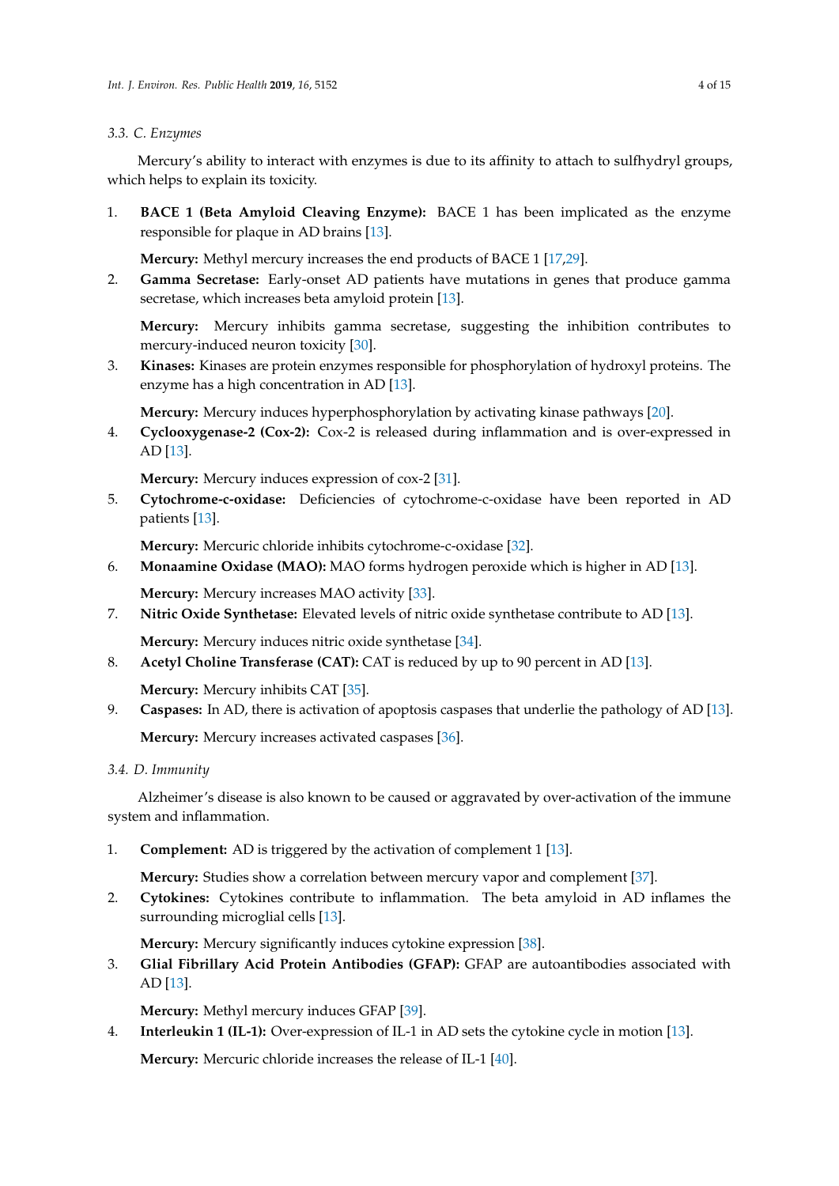### 3.3. C. Enzymes

Mercury's ability to interact with enzymes is due to its affinity to attach to sulfhydryl groups, which helps to explain its toxicity.

1. **BACE 1 (Beta Amyloid Cleaving Enzyme):** BACE 1 has been implicated as the enzyme responsible for plaque in AD brains [13].

   **Mercury:** Methyl mercury increases the end products of BACE 1 [17,29].

2. **Gamma Secretase:** Early-onset AD patients have mutations in genes that produce gamma secretase, which increases beta amyloid protein [13].

   **Mercury:** Mercury inhibits gamma secretase, suggesting the inhibition contributes to mercury-induced neuron toxicity [30].

3. **Kinases:** Kinases are protein enzymes responsible for phosphorylation of hydroxyl proteins. The enzyme has a high concentration in AD [13].

   **Mercury:** Mercury induces hyperphosphorylation by activating kinase pathways [20].

4. **Cyclooxygenase-2 (Cox-2):** Cox-2 is released during inflammation and is over-expressed in AD [13].

   **Mercury:** Mercury induces expression of cox-2 [31].

5. **Cytochrome-c-oxidase:** Deficiencies of cytochrome-c-oxidase have been reported in AD patients [13].

   **Mercury:** Mercuric chloride inhibits cytochrome-c-oxidase [32].

6. **Monaamine Oxidase (MAO):** MAO forms hydrogen peroxide which is higher in AD [13].

   **Mercury:** Mercury increases MAO activity [33].

7. **Nitric Oxide Synthetase:** Elevated levels of nitric oxide synthetase contribute to AD [13].

   **Mercury:** Mercury induces nitric oxide synthetase [34].

8. **Acetyl Choline Transferase (CAT):** CAT is reduced by up to 90 percent in AD [13].

   **Mercury:** Mercury inhibits CAT [35].

9. **Caspases:** In AD, there is activation of apoptosis caspases that underlie the pathology of AD [13].

   **Mercury:** Mercury increases activated caspases [36].

### 3.4. D. Immunity

Alzheimer's disease is also known to be caused or aggravated by over-activation of the immune system and inflammation.

1. **Complement:** AD is triggered by the activation of complement 1 [13].

   **Mercury:** Studies show a correlation between mercury vapor and complement [37].

2. **Cytokines:** Cytokines contribute to inflammation. The beta amyloid in AD inflames the surrounding microglial cells [13].

   **Mercury:** Mercury significantly induces cytokine expression [38].

3. **Glial Fibrillary Acid Protein Antibodies (GFAP):** GFAP are autoantibodies associated with AD [13].

   **Mercury:** Methyl mercury induces GFAP [39].

4. **Interleukin 1 (IL-1):** Over-expression of IL-1 in AD sets the cytokine cycle in motion [13].

   **Mercury:** Mercuric chloride increases the release of IL-1 [40].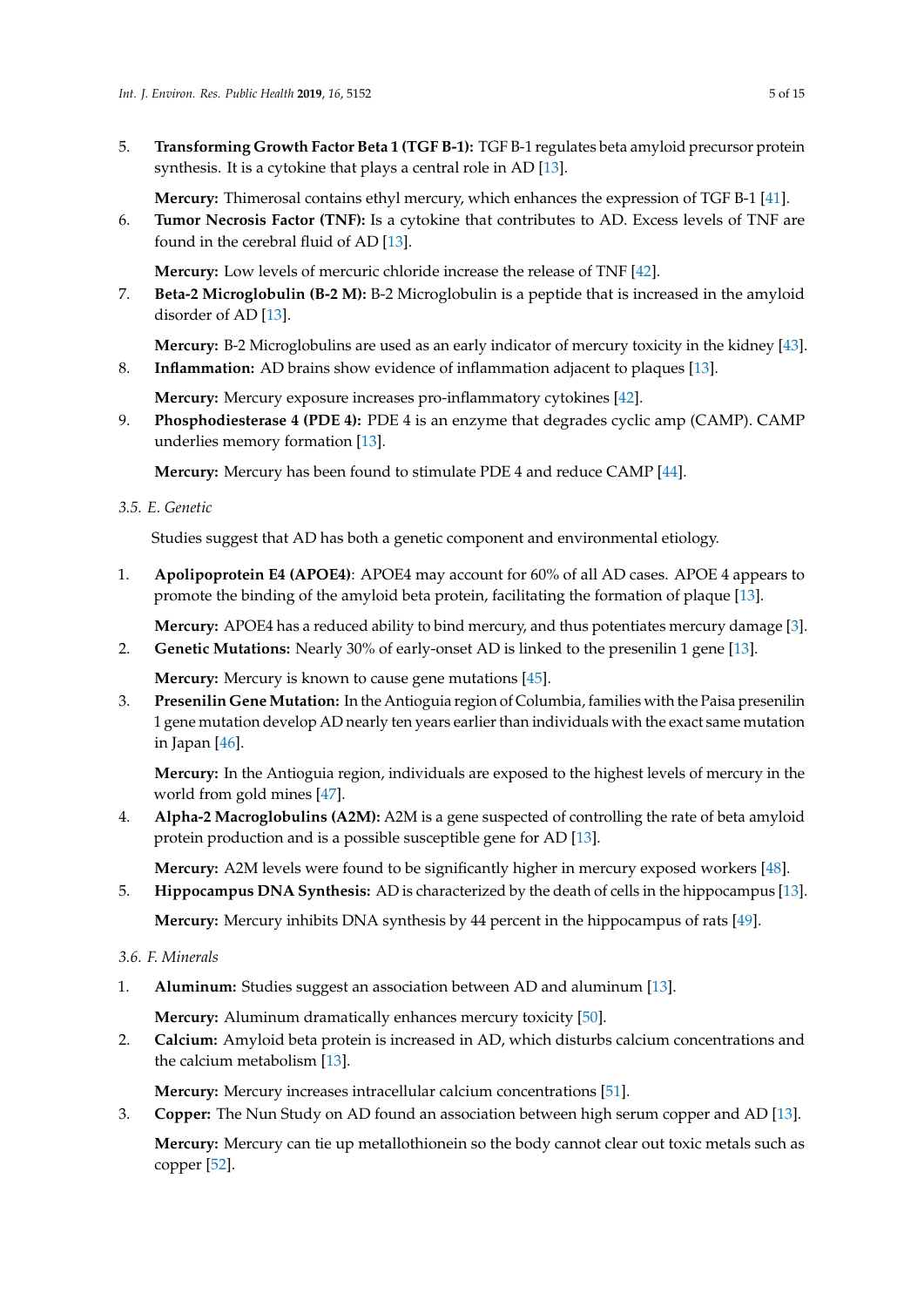5. **Transforming Growth Factor Beta 1 (TGF B-1):** TGF B-1 regulates beta amyloid precursor protein synthesis. It is a cytokine that plays a central role in AD [13].

   **Mercury:** Thimerosal contains ethyl mercury, which enhances the expression of TGF B-1 [41].

6. **Tumor Necrosis Factor (TNF):** Is a cytokine that contributes to AD. Excess levels of TNF are found in the cerebral fluid of AD [13].

   **Mercury:** Low levels of mercuric chloride increase the release of TNF [42].

7. **Beta-2 Microglobulin (B-2 M):** B-2 Microglobulin is a peptide that is increased in the amyloid disorder of AD [13].

   **Mercury:** B-2 Microglobulins are used as an early indicator of mercury toxicity in the kidney [43].

8. **Inflammation:** AD brains show evidence of inflammation adjacent to plaques [13].

   **Mercury:** Mercury exposure increases pro-inflammatory cytokines [42].

9. **Phosphodiesterase 4 (PDE 4):** PDE 4 is an enzyme that degrades cyclic amp (CAMP). CAMP underlies memory formation [13].

   **Mercury:** Mercury has been found to stimulate PDE 4 and reduce CAMP [44].

### 3.5. E. Genetic

Studies suggest that AD has both a genetic component and environmental etiology.

1. **Apolipoprotein E4 (APOE4)**: APOE4 may account for 60% of all AD cases. APOE 4 appears to promote the binding of the amyloid beta protein, facilitating the formation of plaque [13].

   **Mercury:** APOE4 has a reduced ability to bind mercury, and thus potentiates mercury damage [3].

2. **Genetic Mutations:** Nearly 30% of early-onset AD is linked to the presenilin 1 gene [13].

   **Mercury:** Mercury is known to cause gene mutations [45].

3. **Presenilin Gene Mutation:** In the Antioguia region of Columbia, families with the Paisa presenilin 1 gene mutation develop AD nearly ten years earlier than individuals with the exact same mutation in Japan [46].

   **Mercury:** In the Antioguia region, individuals are exposed to the highest levels of mercury in the world from gold mines [47].

4. **Alpha-2 Macroglobulins (A2M):** A2M is a gene suspected of controlling the rate of beta amyloid protein production and is a possible susceptible gene for AD [13].

   **Mercury:** A2M levels were found to be significantly higher in mercury exposed workers [48].

5. **Hippocampus DNA Synthesis:** AD is characterized by the death of cells in the hippocampus [13].

   **Mercury:** Mercury inhibits DNA synthesis by 44 percent in the hippocampus of rats [49].

### 3.6. F. Minerals

1. **Aluminum:** Studies suggest an association between AD and aluminum [13].

   **Mercury:** Aluminum dramatically enhances mercury toxicity [50].

2. **Calcium:** Amyloid beta protein is increased in AD, which disturbs calcium concentrations and the calcium metabolism [13].

   **Mercury:** Mercury increases intracellular calcium concentrations [51].

3. **Copper:** The Nun Study on AD found an association between high serum copper and AD [13].

   **Mercury:** Mercury can tie up metallothionein so the body cannot clear out toxic metals such as copper [52].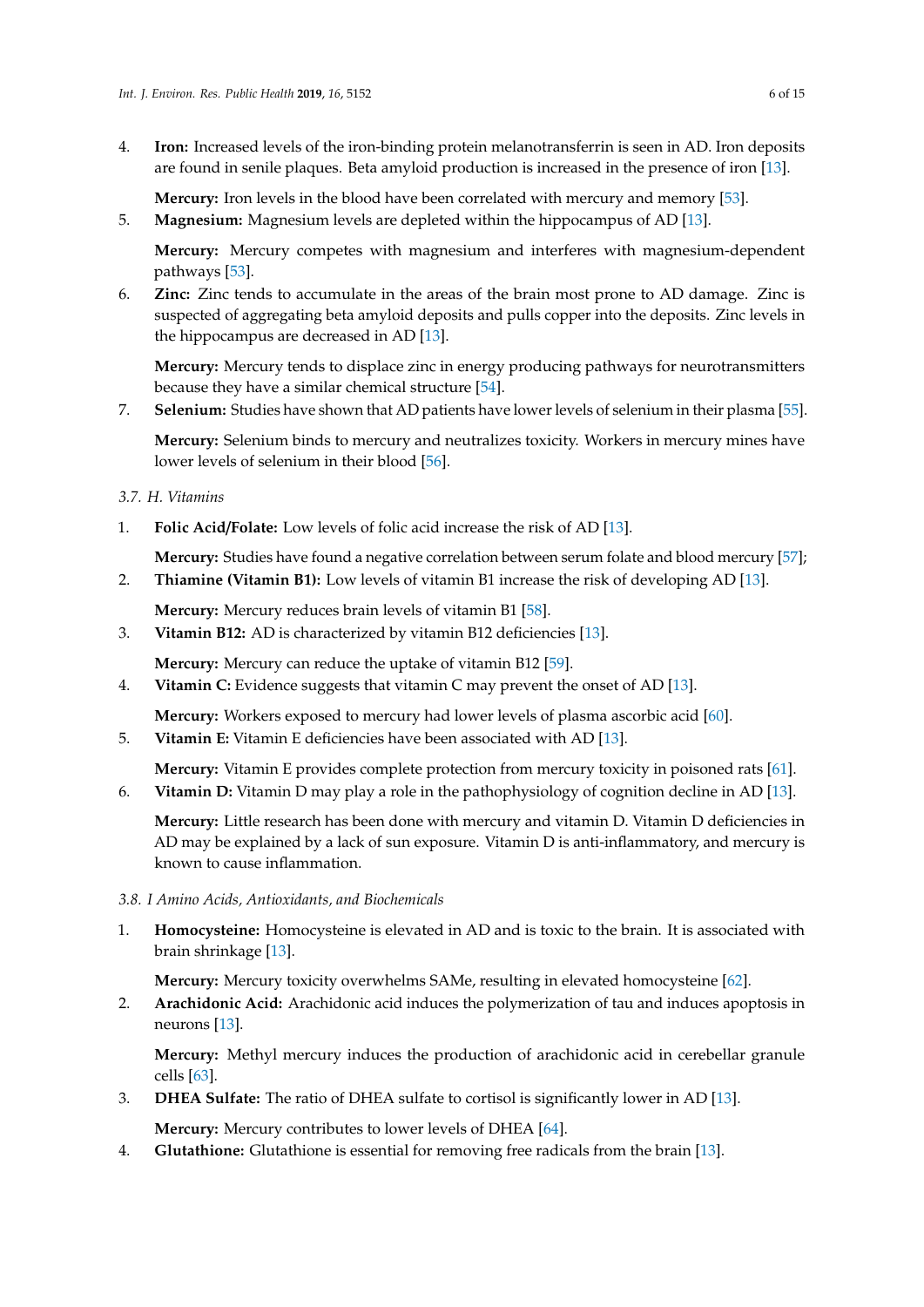4. **Iron:** Increased levels of the iron-binding protein melanotransferrin is seen in AD. Iron deposits are found in senile plaques. Beta amyloid production is increased in the presence of iron [13].

   **Mercury:** Iron levels in the blood have been correlated with mercury and memory [53].

5. **Magnesium:** Magnesium levels are depleted within the hippocampus of AD [13].

   **Mercury:** Mercury competes with magnesium and interferes with magnesium-dependent pathways [53].

6. **Zinc:** Zinc tends to accumulate in the areas of the brain most prone to AD damage. Zinc is suspected of aggregating beta amyloid deposits and pulls copper into the deposits. Zinc levels in the hippocampus are decreased in AD [13].

   **Mercury:** Mercury tends to displace zinc in energy producing pathways for neurotransmitters because they have a similar chemical structure [54].

7. **Selenium:** Studies have shown that AD patients have lower levels of selenium in their plasma [55].

   **Mercury:** Selenium binds to mercury and neutralizes toxicity. Workers in mercury mines have lower levels of selenium in their blood [56].

### 3.7. H. Vitamins

1. **Folic Acid/Folate:** Low levels of folic acid increase the risk of AD [13].

   **Mercury:** Studies have found a negative correlation between serum folate and blood mercury [57];

2. **Thiamine (Vitamin B1):** Low levels of vitamin B1 increase the risk of developing AD [13].

   **Mercury:** Mercury reduces brain levels of vitamin B1 [58].

3. **Vitamin B12:** AD is characterized by vitamin B12 deficiencies [13].

   **Mercury:** Mercury can reduce the uptake of vitamin B12 [59].

4. **Vitamin C:** Evidence suggests that vitamin C may prevent the onset of AD [13].

   **Mercury:** Workers exposed to mercury had lower levels of plasma ascorbic acid [60].

5. **Vitamin E:** Vitamin E deficiencies have been associated with AD [13].

   **Mercury:** Vitamin E provides complete protection from mercury toxicity in poisoned rats [61].

6. **Vitamin D:** Vitamin D may play a role in the pathophysiology of cognition decline in AD [13].

   **Mercury:** Little research has been done with mercury and vitamin D. Vitamin D deficiencies in AD may be explained by a lack of sun exposure. Vitamin D is anti-inflammatory, and mercury is known to cause inflammation.

### 3.8. I Amino Acids, Antioxidants, and Biochemicals

1. **Homocysteine:** Homocysteine is elevated in AD and is toxic to the brain. It is associated with brain shrinkage [13].

   **Mercury:** Mercury toxicity overwhelms SAMe, resulting in elevated homocysteine [62].

2. **Arachidonic Acid:** Arachidonic acid induces the polymerization of tau and induces apoptosis in neurons [13].

   **Mercury:** Methyl mercury induces the production of arachidonic acid in cerebellar granule cells [63].

3. **DHEA Sulfate:** The ratio of DHEA sulfate to cortisol is significantly lower in AD [13].

   **Mercury:** Mercury contributes to lower levels of DHEA [64].

4. **Glutathione:** Glutathione is essential for removing free radicals from the brain [13].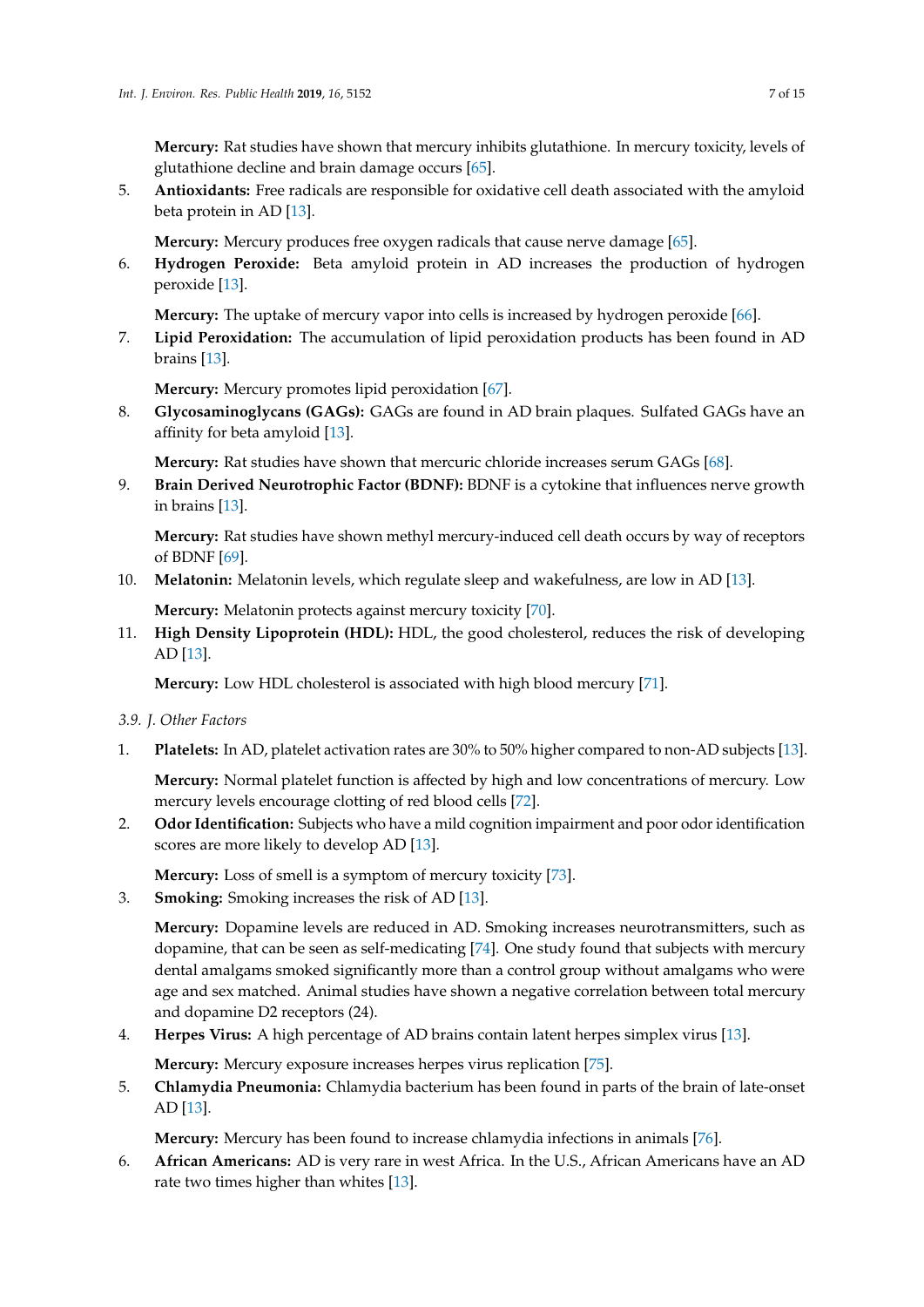**Mercury:** Rat studies have shown that mercury inhibits glutathione. In mercury toxicity, levels of glutathione decline and brain damage occurs [65].

5. **Antioxidants:** Free radicals are responsible for oxidative cell death associated with the amyloid beta protein in AD [13].

   **Mercury:** Mercury produces free oxygen radicals that cause nerve damage [65].

6. **Hydrogen Peroxide:** Beta amyloid protein in AD increases the production of hydrogen peroxide [13].

   **Mercury:** The uptake of mercury vapor into cells is increased by hydrogen peroxide [66].

7. **Lipid Peroxidation:** The accumulation of lipid peroxidation products has been found in AD brains [13].

   **Mercury:** Mercury promotes lipid peroxidation [67].

8. **Glycosaminoglycans (GAGs):** GAGs are found in AD brain plaques. Sulfated GAGs have an affinity for beta amyloid [13].

   **Mercury:** Rat studies have shown that mercuric chloride increases serum GAGs [68].

9. **Brain Derived Neurotrophic Factor (BDNF):** BDNF is a cytokine that influences nerve growth in brains [13].

   **Mercury:** Rat studies have shown methyl mercury-induced cell death occurs by way of receptors of BDNF [69].

10. **Melatonin:** Melatonin levels, which regulate sleep and wakefulness, are low in AD [13].

    **Mercury:** Melatonin protects against mercury toxicity [70].

11. **High Density Lipoprotein (HDL):** HDL, the good cholesterol, reduces the risk of developing AD [13].

    **Mercury:** Low HDL cholesterol is associated with high blood mercury [71].

### 3.9. J. Other Factors

1. **Platelets:** In AD, platelet activation rates are 30% to 50% higher compared to non-AD subjects [13].

   **Mercury:** Normal platelet function is affected by high and low concentrations of mercury. Low mercury levels encourage clotting of red blood cells [72].

2. **Odor Identification:** Subjects who have a mild cognition impairment and poor odor identification scores are more likely to develop AD [13].

   **Mercury:** Loss of smell is a symptom of mercury toxicity [73].

3. **Smoking:** Smoking increases the risk of AD [13].

   **Mercury:** Dopamine levels are reduced in AD. Smoking increases neurotransmitters, such as dopamine, that can be seen as self-medicating [74]. One study found that subjects with mercury dental amalgams smoked significantly more than a control group without amalgams who were age and sex matched. Animal studies have shown a negative correlation between total mercury and dopamine D2 receptors (24).

4. **Herpes Virus:** A high percentage of AD brains contain latent herpes simplex virus [13].

   **Mercury:** Mercury exposure increases herpes virus replication [75].

5. **Chlamydia Pneumonia:** Chlamydia bacterium has been found in parts of the brain of late-onset AD [13].

   **Mercury:** Mercury has been found to increase chlamydia infections in animals [76].

6. **African Americans:** AD is very rare in west Africa. In the U.S., African Americans have an AD rate two times higher than whites [13].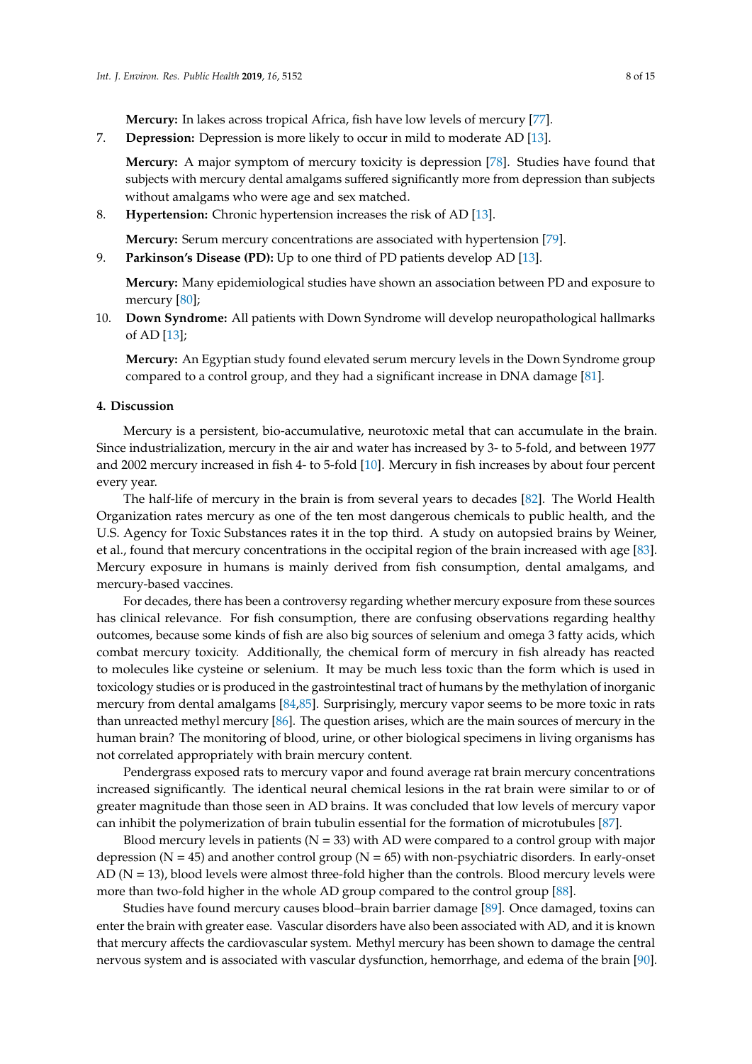**Mercury:** In lakes across tropical Africa, fish have low levels of mercury [77].

7. **Depression:** Depression is more likely to occur in mild to moderate AD [13].

   **Mercury:** A major symptom of mercury toxicity is depression [78]. Studies have found that subjects with mercury dental amalgams suffered significantly more from depression than subjects without amalgams who were age and sex matched.

8. **Hypertension:** Chronic hypertension increases the risk of AD [13].

   **Mercury:** Serum mercury concentrations are associated with hypertension [79].

9. **Parkinson's Disease (PD):** Up to one third of PD patients develop AD [13].

   **Mercury:** Many epidemiological studies have shown an association between PD and exposure to mercury [80];

10. **Down Syndrome:** All patients with Down Syndrome will develop neuropathological hallmarks of AD [13];

    **Mercury:** An Egyptian study found elevated serum mercury levels in the Down Syndrome group compared to a control group, and they had a significant increase in DNA damage [81].

## 4. Discussion

Mercury is a persistent, bio-accumulative, neurotoxic metal that can accumulate in the brain. Since industrialization, mercury in the air and water has increased by 3- to 5-fold, and between 1977 and 2002 mercury increased in fish 4- to 5-fold [10]. Mercury in fish increases by about four percent every year.

The half-life of mercury in the brain is from several years to decades [82]. The World Health Organization rates mercury as one of the ten most dangerous chemicals to public health, and the U.S. Agency for Toxic Substances rates it in the top third. A study on autopsied brains by Weiner, et al., found that mercury concentrations in the occipital region of the brain increased with age [83]. Mercury exposure in humans is mainly derived from fish consumption, dental amalgams, and mercury-based vaccines.

For decades, there has been a controversy regarding whether mercury exposure from these sources has clinical relevance. For fish consumption, there are confusing observations regarding healthy outcomes, because some kinds of fish are also big sources of selenium and omega 3 fatty acids, which combat mercury toxicity. Additionally, the chemical form of mercury in fish already has reacted to molecules like cysteine or selenium. It may be much less toxic than the form which is used in toxicology studies or is produced in the gastrointestinal tract of humans by the methylation of inorganic mercury from dental amalgams [84,85]. Surprisingly, mercury vapor seems to be more toxic in rats than unreacted methyl mercury [86]. The question arises, which are the main sources of mercury in the human brain? The monitoring of blood, urine, or other biological specimens in living organisms has not correlated appropriately with brain mercury content.

Pendergrass exposed rats to mercury vapor and found average rat brain mercury concentrations increased significantly. The identical neural chemical lesions in the rat brain were similar to or of greater magnitude than those seen in AD brains. It was concluded that low levels of mercury vapor can inhibit the polymerization of brain tubulin essential for the formation of microtubules [87].

Blood mercury levels in patients (N = 33) with AD were compared to a control group with major depression (N = 45) and another control group (N = 65) with non-psychiatric disorders. In early-onset AD (N = 13), blood levels were almost three-fold higher than the controls. Blood mercury levels were more than two-fold higher in the whole AD group compared to the control group [88].

Studies have found mercury causes blood–brain barrier damage [89]. Once damaged, toxins can enter the brain with greater ease. Vascular disorders have also been associated with AD, and it is known that mercury affects the cardiovascular system. Methyl mercury has been shown to damage the central nervous system and is associated with vascular dysfunction, hemorrhage, and edema of the brain [90].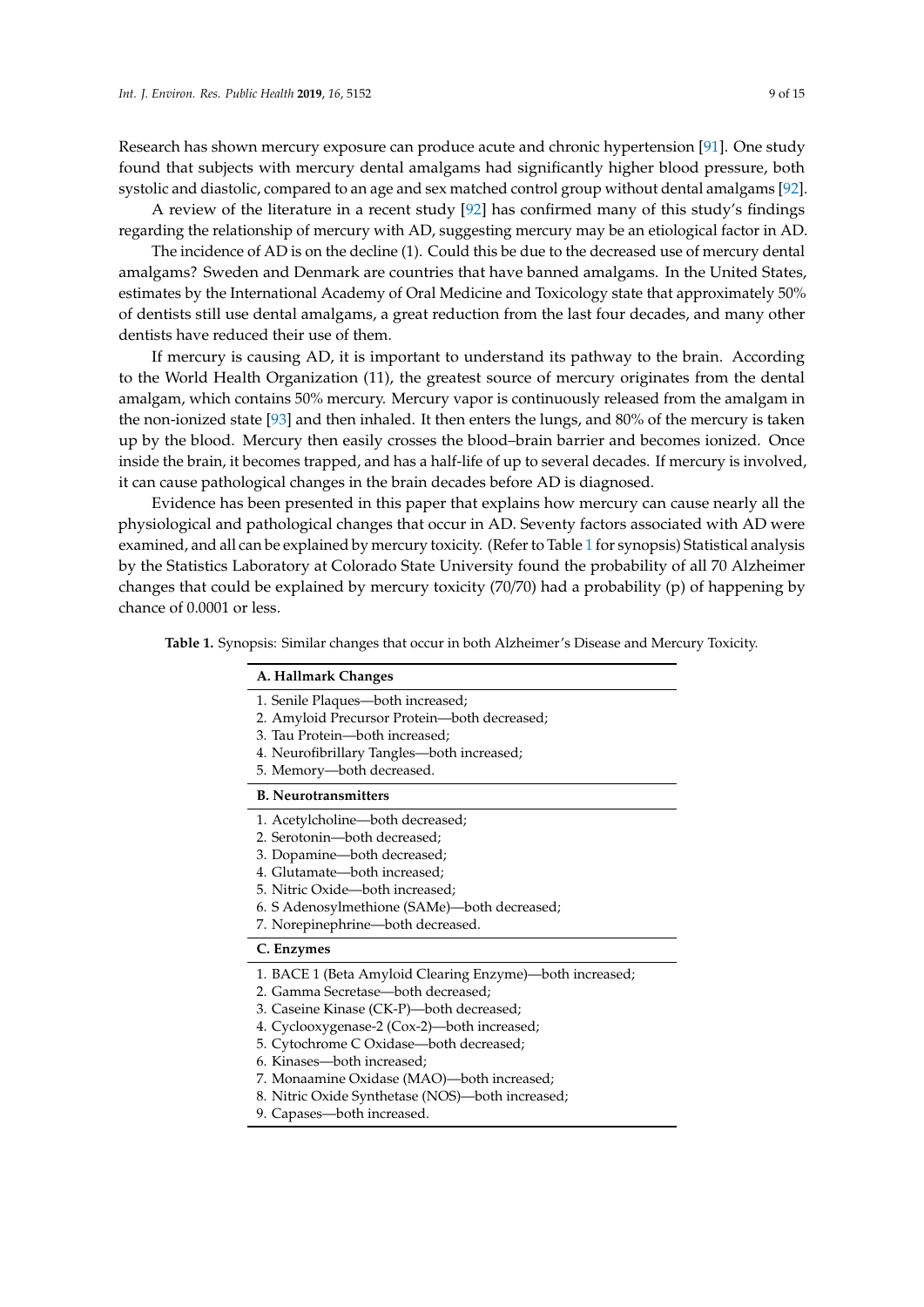Research has shown mercury exposure can produce acute and chronic hypertension [91]. One study found that subjects with mercury dental amalgams had significantly higher blood pressure, both systolic and diastolic, compared to an age and sex matched control group without dental amalgams [92].

A review of the literature in a recent study [92] has confirmed many of this study's findings regarding the relationship of mercury with AD, suggesting mercury may be an etiological factor in AD.

The incidence of AD is on the decline (1). Could this be due to the decreased use of mercury dental amalgams? Sweden and Denmark are countries that have banned amalgams. In the United States, estimates by the International Academy of Oral Medicine and Toxicology state that approximately 50% of dentists still use dental amalgams, a great reduction from the last four decades, and many other dentists have reduced their use of them.

If mercury is causing AD, it is important to understand its pathway to the brain. According to the World Health Organization (11), the greatest source of mercury originates from the dental amalgam, which contains 50% mercury. Mercury vapor is continuously released from the amalgam in the non-ionized state [93] and then inhaled. It then enters the lungs, and 80% of the mercury is taken up by the blood. Mercury then easily crosses the blood–brain barrier and becomes ionized. Once inside the brain, it becomes trapped, and has a half-life of up to several decades. If mercury is involved, it can cause pathological changes in the brain decades before AD is diagnosed.

Evidence has been presented in this paper that explains how mercury can cause nearly all the physiological and pathological changes that occur in AD. Seventy factors associated with AD were examined, and all can be explained by mercury toxicity. (Refer to Table 1 for synopsis) Statistical analysis by the Statistics Laboratory at Colorado State University found the probability of all 70 Alzheimer changes that could be explained by mercury toxicity (70/70) had a probability (p) of happening by chance of 0.0001 or less.

**Table 1.** Synopsis: Similar changes that occur in both Alzheimer's Disease and Mercury Toxicity.

| **A. Hallmark Changes** |
| --- |
| 1. Senile Plaques—both increased; |
| 2. Amyloid Precursor Protein—both decreased; |
| 3. Tau Protein—both increased; |
| 4. Neurofibrillary Tangles—both increased; |
| 5. Memory—both decreased. |
| **B. Neurotransmitters** |
| 1. Acetylcholine—both decreased; |
| 2. Serotonin—both decreased; |
| 3. Dopamine—both decreased; |
| 4. Glutamate—both increased; |
| 5. Nitric Oxide—both increased; |
| 6. S Adenosylmethione (SAMe)—both decreased; |
| 7. Norepinephrine—both decreased. |
| **C. Enzymes** |
| 1. BACE 1 (Beta Amyloid Clearing Enzyme)—both increased; |
| 2. Gamma Secretase—both decreased; |
| 3. Caseine Kinase (CK-P)—both decreased; |
| 4. Cyclooxygenase-2 (Cox-2)—both increased; |
| 5. Cytochrome C Oxidase—both decreased; |
| 6. Kinases—both increased; |
| 7. Monaamine Oxidase (MAO)—both increased; |
| 8. Nitric Oxide Synthetase (NOS)—both increased; |
| 9. Capases—both increased. |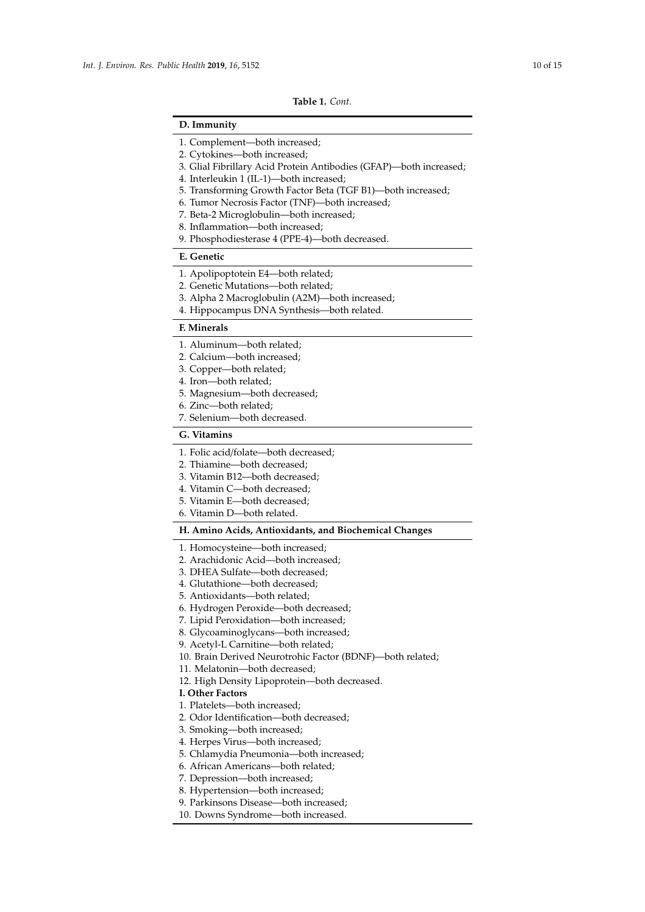**Table 1.** *Cont.*

| **D. Immunity** |
| --- |
| 1. Complement—both increased; |
| 2. Cytokines—both increased; |
| 3. Glial Fibrillary Acid Protein Antibodies (GFAP)—both increased; |
| 4. Interleukin 1 (IL-1)—both increased; |
| 5. Transforming Growth Factor Beta (TGF B1)—both increased; |
| 6. Tumor Necrosis Factor (TNF)—both increased; |
| 7. Beta-2 Microglobulin—both increased; |
| 8. Inflammation—both increased; |
| 9. Phosphodiesterase 4 (PPE-4)—both decreased. |
| **E. Genetic** |
| 1. Apolipoptotein E4—both related; |
| 2. Genetic Mutations—both related; |
| 3. Alpha 2 Macroglobulin (A2M)—both increased; |
| 4. Hippocampus DNA Synthesis—both related. |
| **F. Minerals** |
| 1. Aluminum—both related; |
| 2. Calcium—both increased; |
| 3. Copper—both related; |
| 4. Iron—both related; |
| 5. Magnesium—both decreased; |
| 6. Zinc—both related; |
| 7. Selenium—both decreased. |
| **G. Vitamins** |
| 1. Folic acid/folate—both decreased; |
| 2. Thiamine—both decreased; |
| 3. Vitamin B12—both decreased; |
| 4. Vitamin C—both decreased; |
| 5. Vitamin E—both decreased; |
| 6. Vitamin D—both related. |
| **H. Amino Acids, Antioxidants, and Biochemical Changes** |
| 1. Homocysteine—both increased; |
| 2. Arachidonic Acid—both increased; |
| 3. DHEA Sulfate—both decreased; |
| 4. Glutathione—both decreased; |
| 5. Antioxidants—both related; |
| 6. Hydrogen Peroxide—both decreased; |
| 7. Lipid Peroxidation—both increased; |
| 8. Glycoaminoglycans—both increased; |
| 9. Acetyl-L Carnitine—both related; |
| 10. Brain Derived Neurotrohic Factor (BDNF)—both related; |
| 11. Melatonin—both decreased; |
| 12. High Density Lipoprotein—both decreased. |
| **I. Other Factors** |
| 1. Platelets—both increased; |
| 2. Odor Identification—both decreased; |
| 3. Smoking—both increased; |
| 4. Herpes Virus—both increased; |
| 5. Chlamydia Pneumonia—both increased; |
| 6. African Americans—both related; |
| 7. Depression—both increased; |
| 8. Hypertension—both increased; |
| 9. Parkinsons Disease—both increased; |
| 10. Downs Syndrome—both increased. |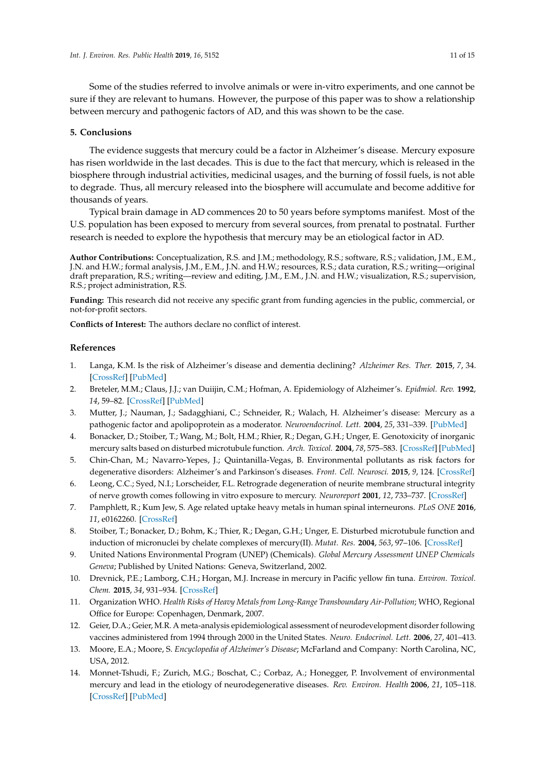Some of the studies referred to involve animals or were in-vitro experiments, and one cannot be sure if they are relevant to humans. However, the purpose of this paper was to show a relationship between mercury and pathogenic factors of AD, and this was shown to be the case.

## 5. Conclusions

The evidence suggests that mercury could be a factor in Alzheimer's disease. Mercury exposure has risen worldwide in the last decades. This is due to the fact that mercury, which is released in the biosphere through industrial activities, medicinal usages, and the burning of fossil fuels, is not able to degrade. Thus, all mercury released into the biosphere will accumulate and become additive for thousands of years.

Typical brain damage in AD commences 20 to 50 years before symptoms manifest. Most of the U.S. population has been exposed to mercury from several sources, from prenatal to postnatal. Further research is needed to explore the hypothesis that mercury may be an etiological factor in AD.

**Author Contributions:** Conceptualization, R.S. and J.M.; methodology, R.S.; software, R.S.; validation, J.M., E.M., J.N. and H.W.; formal analysis, J.M., E.M., J.N. and H.W.; resources, R.S.; data curation, R.S.; writing—original draft preparation, R.S.; writing—review and editing, J.M., E.M., J.N. and H.W.; visualization, R.S.; supervision, R.S.; project administration, R.S.

**Funding:** This research did not receive any specific grant from funding agencies in the public, commercial, or not-for-profit sectors.

**Conflicts of Interest:** The authors declare no conflict of interest.

## References

1. Langa, K.M. Is the risk of Alzheimer's disease and dementia declining? *Alzheimer Res. Ther.* **2015**, *7*, 34. [CrossRef] [PubMed]
2. Breteler, M.M.; Claus, J.J.; van Duiijin, C.M.; Hofman, A. Epidemiology of Alzheimer's. *Epidmiol. Rev.* **1992**, *14*, 59–82. [CrossRef] [PubMed]
3. Mutter, J.; Nauman, J.; Sadagghiani, C.; Schneider, R.; Walach, H. Alzheimer's disease: Mercury as a pathogenic factor and apolipoprotein as a moderator. *Neuroendocrinol. Lett.* **2004**, *25*, 331–339. [PubMed]
4. Bonacker, D.; Stoiber, T.; Wang, M.; Bolt, H.M.; Rhier, R.; Degan, G.H.; Unger, E. Genotoxicity of inorganic mercury salts based on disturbed microtubule function. *Arch. Toxicol.* **2004**, *78*, 575–583. [CrossRef] [PubMed]
5. Chin-Chan, M.; Navarro-Yepes, J.; Quintanilla-Vegas, B. Environmental pollutants as risk factors for degenerative disorders: Alzheimer's and Parkinson's diseases. *Front. Cell. Neurosci.* **2015**, *9*, 124. [CrossRef]
6. Leong, C.C.; Syed, N.I.; Lorscheider, F.L. Retrograde degeneration of neurite membrane structural integrity of nerve growth comes following in vitro exposure to mercury. *Neuroreport* **2001**, *12*, 733–737. [CrossRef]
7. Pamphlett, R.; Kum Jew, S. Age related uptake heavy metals in human spinal interneurons. *PLoS ONE* **2016**, *11*, e0162260. [CrossRef]
8. Stoiber, T.; Bonacker, D.; Bohm, K.; Thier, R.; Degan, G.H.; Unger, E. Disturbed microtubule function and induction of micronuclei by chelate complexes of mercury(II). *Mutat. Res.* **2004**, *563*, 97–106. [CrossRef]
9. United Nations Environmental Program (UNEP) (Chemicals). *Global Mercury Assessment UNEP Chemicals Geneva*; Published by United Nations: Geneva, Switzerland, 2002.
10. Drevnick, P.E.; Lamborg, C.H.; Horgan, M.J. Increase in mercury in Pacific yellow fin tuna. *Environ. Toxicol. Chem.* **2015**, *34*, 931–934. [CrossRef]
11. Organization WHO. *Health Risks of Heavy Metals from Long-Range Transboundary Air-Pollution*; WHO, Regional Office for Europe: Copenhagen, Denmark, 2007.
12. Geier, D.A.; Geier, M.R. A meta-analysis epidemiological assessment of neurodevelopment disorder following vaccines administered from 1994 through 2000 in the United States. *Neuro. Endocrinol. Lett.* **2006**, *27*, 401–413.
13. Moore, E.A.; Moore, S. *Encyclopedia of Alzheimer's Disease*; McFarland and Company: North Carolina, NC, USA, 2012.
14. Monnet-Tshudi, F.; Zurich, M.G.; Boschat, C.; Corbaz, A.; Honegger, P. Involvement of environmental mercury and lead in the etiology of neurodegenerative diseases. *Rev. Environ. Health* **2006**, *21*, 105–118. [CrossRef] [PubMed]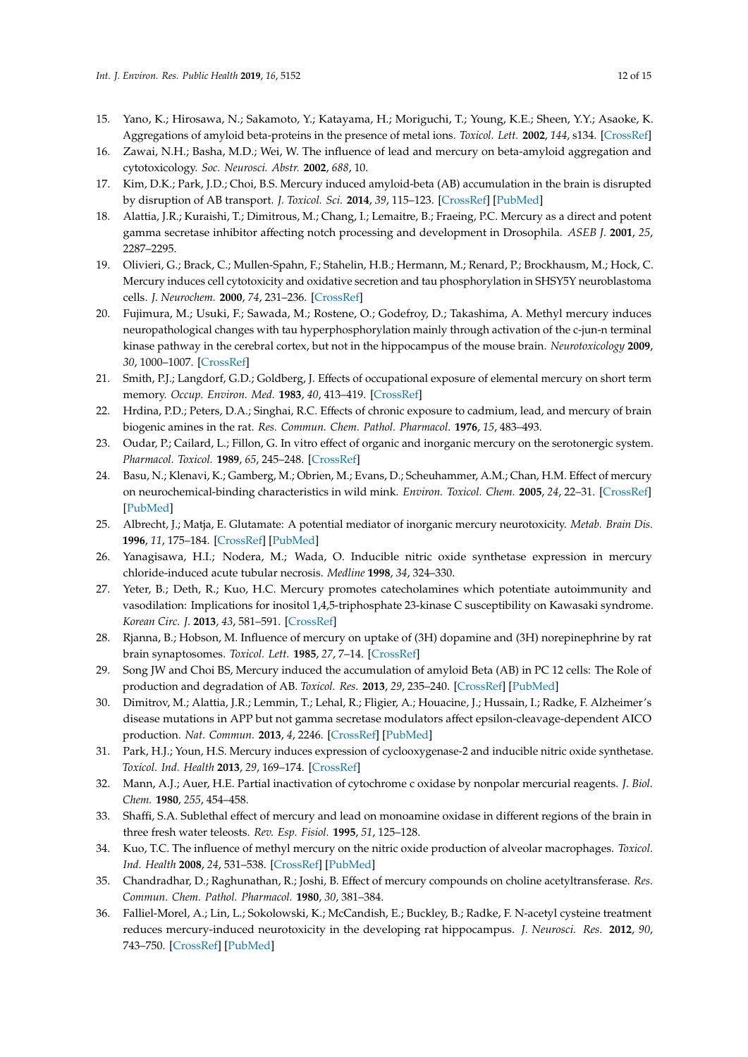15. Yano, K.; Hirosawa, N.; Sakamoto, Y.; Katayama, H.; Moriguchi, T.; Young, K.E.; Sheen, Y.Y.; Asaoke, K. Aggregations of amyloid beta-proteins in the presence of metal ions. *Toxicol. Lett.* **2002**, *144*, s134. [CrossRef]
16. Zawai, N.H.; Basha, M.D.; Wei, W. The influence of lead and mercury on beta-amyloid aggregation and cytotoxicology. *Soc. Neurosci. Abstr.* **2002**, *688*, 10.
17. Kim, D.K.; Park, J.D.; Choi, B.S. Mercury induced amyloid-beta (AB) accumulation in the brain is disrupted by disruption of AB transport. *J. Toxicol. Sci.* **2014**, *39*, 115–123. [CrossRef] [PubMed]
18. Alattia, J.R.; Kuraishi, T.; Dimitrous, M.; Chang, I.; Lemaitre, B.; Fraeing, P.C. Mercury as a direct and potent gamma secretase inhibitor affecting notch processing and development in Drosophila. *ASEB J.* **2001**, *25*, 2287–2295.
19. Olivieri, G.; Brack, C.; Mullen-Spahn, F.; Stahelin, H.B.; Hermann, M.; Renard, P.; Brockhausm, M.; Hock, C. Mercury induces cell cytotoxicity and oxidative secretion and tau phosphorylation in SHSY5Y neuroblastoma cells. *J. Neurochem.* **2000**, *74*, 231–236. [CrossRef]
20. Fujimura, M.; Usuki, F.; Sawada, M.; Rostene, O.; Godefroy, D.; Takashima, A. Methyl mercury induces neuropathological changes with tau hyperphosphorylation mainly through activation of the c-jun-n terminal kinase pathway in the cerebral cortex, but not in the hippocampus of the mouse brain. *Neurotoxicology* **2009**, *30*, 1000–1007. [CrossRef]
21. Smith, P.J.; Langdorf, G.D.; Goldberg, J. Effects of occupational exposure of elemental mercury on short term memory. *Occup. Environ. Med.* **1983**, *40*, 413–419. [CrossRef]
22. Hrdina, P.D.; Peters, D.A.; Singhai, R.C. Effects of chronic exposure to cadmium, lead, and mercury of brain biogenic amines in the rat. *Res. Commun. Chem. Pathol. Pharmacol.* **1976**, *15*, 483–493.
23. Oudar, P.; Cailard, L.; Fillon, G. In vitro effect of organic and inorganic mercury on the serotonergic system. *Pharmacol. Toxicol.* **1989**, *65*, 245–248. [CrossRef]
24. Basu, N.; Klenavi, K.; Gamberg, M.; Obrien, M.; Evans, D.; Scheuhammer, A.M.; Chan, H.M. Effect of mercury on neurochemical-binding characteristics in wild mink. *Environ. Toxicol. Chem.* **2005**, *24*, 22–31. [CrossRef] [PubMed]
25. Albrecht, J.; Matja, E. Glutamate: A potential mediator of inorganic mercury neurotoxicity. *Metab. Brain Dis.* **1996**, *11*, 175–184. [CrossRef] [PubMed]
26. Yanagisawa, H.I.; Nodera, M.; Wada, O. Inducible nitric oxide synthetase expression in mercury chloride-induced acute tubular necrosis. *Medline* **1998**, *34*, 324–330.
27. Yeter, B.; Deth, R.; Kuo, H.C. Mercury promotes catecholamines which potentiate autoimmunity and vasodilation: Implications for inositol 1,4,5-triphosphate 23-kinase C susceptibility on Kawasaki syndrome. *Korean Circ. J.* **2013**, *43*, 581–591. [CrossRef]
28. Rjanna, B.; Hobson, M. Influence of mercury on uptake of (3H) dopamine and (3H) norepinephrine by rat brain synaptosomes. *Toxicol. Lett.* **1985**, *27*, 7–14. [CrossRef]
29. Song JW and Choi BS, Mercury induced the accumulation of amyloid Beta (AB) in PC 12 cells: The Role of production and degradation of AB. *Toxicol. Res.* **2013**, *29*, 235–240. [CrossRef] [PubMed]
30. Dimitrov, M.; Alattia, J.R.; Lemmin, T.; Lehal, R.; Fligier, A.; Houacine, J.; Hussain, I.; Radke, F. Alzheimer's disease mutations in APP but not gamma secretase modulators affect epsilon-cleavage-dependent AICO production. *Nat. Commun.* **2013**, *4*, 2246. [CrossRef] [PubMed]
31. Park, H.J.; Youn, H.S. Mercury induces expression of cyclooxygenase-2 and inducible nitric oxide synthetase. *Toxicol. Ind. Health* **2013**, *29*, 169–174. [CrossRef]
32. Mann, A.J.; Auer, H.E. Partial inactivation of cytochrome c oxidase by nonpolar mercurial reagents. *J. Biol. Chem.* **1980**, *255*, 454–458.
33. Shaffi, S.A. Sublethal effect of mercury and lead on monoamine oxidase in different regions of the brain in three fresh water teleosts. *Rev. Esp. Fisiol.* **1995**, *51*, 125–128.
34. Kuo, T.C. The influence of methyl mercury on the nitric oxide production of alveolar macrophages. *Toxicol. Ind. Health* **2008**, *24*, 531–538. [CrossRef] [PubMed]
35. Chandradhar, D.; Raghunathan, R.; Joshi, B. Effect of mercury compounds on choline acetyltransferase. *Res. Commun. Chem. Pathol. Pharmacol.* **1980**, *30*, 381–384.
36. Falliel-Morel, A.; Lin, L.; Sokolowski, K.; McCandish, E.; Buckley, B.; Radke, F. N-acetyl cysteine treatment reduces mercury-induced neurotoxicity in the developing rat hippocampus. *J. Neurosci. Res.* **2012**, *90*, 743–750. [CrossRef] [PubMed]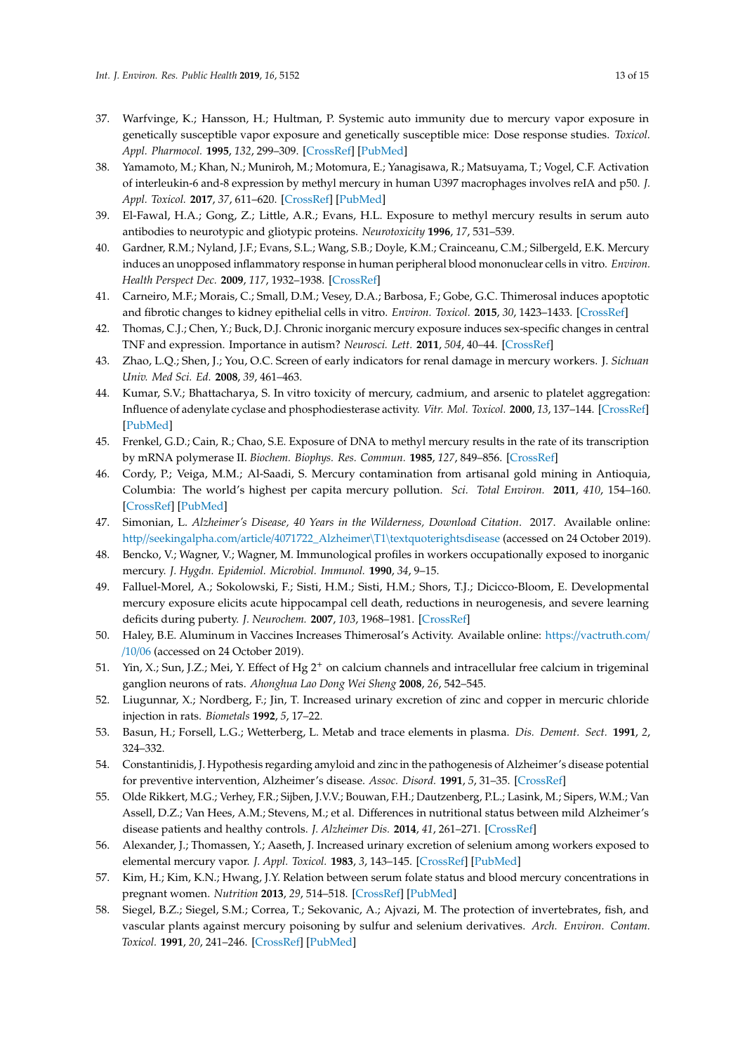37. Warfvinge, K.; Hansson, H.; Hultman, P. Systemic auto immunity due to mercury vapor exposure in genetically susceptible vapor exposure and genetically susceptible mice: Dose response studies. *Toxicol. Appl. Pharmocol.* **1995**, *132*, 299–309. [CrossRef] [PubMed]
38. Yamamoto, M.; Khan, N.; Muniroh, M.; Motomura, E.; Yanagisawa, R.; Matsuyama, T.; Vogel, C.F. Activation of interleukin-6 and-8 expression by methyl mercury in human U397 macrophages involves reIA and p50. *J. Appl. Toxicol.* **2017**, *37*, 611–620. [CrossRef] [PubMed]
39. El-Fawal, H.A.; Gong, Z.; Little, A.R.; Evans, H.L. Exposure to methyl mercury results in serum auto antibodies to neurotypic and gliotypic proteins. *Neurotoxicity* **1996**, *17*, 531–539.
40. Gardner, R.M.; Nyland, J.F.; Evans, S.L.; Wang, S.B.; Doyle, K.M.; Crainceanu, C.M.; Silbergeld, E.K. Mercury induces an unopposed inflammatory response in human peripheral blood mononuclear cells in vitro. *Environ. Health Perspect Dec.* **2009**, *117*, 1932–1938. [CrossRef]
41. Carneiro, M.F.; Morais, C.; Small, D.M.; Vesey, D.A.; Barbosa, F.; Gobe, G.C. Thimerosal induces apoptotic and fibrotic changes to kidney epithelial cells in vitro. *Environ. Toxicol.* **2015**, *30*, 1423–1433. [CrossRef]
42. Thomas, C.J.; Chen, Y.; Buck, D.J. Chronic inorganic mercury exposure induces sex-specific changes in central TNF and expression. Importance in autism? *Neurosci. Lett.* **2011**, *504*, 40–44. [CrossRef]
43. Zhao, L.Q.; Shen, J.; You, O.C. Screen of early indicators for renal damage in mercury workers. J. *Sichuan Univ. Med Sci. Ed.* **2008**, *39*, 461–463.
44. Kumar, S.V.; Bhattacharya, S. In vitro toxicity of mercury, cadmium, and arsenic to platelet aggregation: Influence of adenylate cyclase and phosphodiesterase activity. *Vitr. Mol. Toxicol.* **2000**, *13*, 137–144. [CrossRef] [PubMed]
45. Frenkel, G.D.; Cain, R.; Chao, S.E. Exposure of DNA to methyl mercury results in the rate of its transcription by mRNA polymerase II. *Biochem. Biophys. Res. Commun.* **1985**, *127*, 849–856. [CrossRef]
46. Cordy, P.; Veiga, M.M.; Al-Saadi, S. Mercury contamination from artisanal gold mining in Antioquia, Columbia: The world's highest per capita mercury pollution. *Sci. Total Environ.* **2011**, *410*, 154–160. [CrossRef] [PubMed]
47. Simonian, L. *Alzheimer's Disease, 40 Years in the Wilderness, Download Citation*. 2017. Available online: http//seekingalpha.com/article/4071722_Alzheimer\T1\textquoterightsdisease (accessed on 24 October 2019).
48. Bencko, V.; Wagner, V.; Wagner, M. Immunological profiles in workers occupationally exposed to inorganic mercury. *J. Hygdn. Epidemiol. Microbiol. Immunol.* **1990**, *34*, 9–15.
49. Falluel-Morel, A.; Sokolowski, F.; Sisti, H.M.; Sisti, H.M.; Shors, T.J.; Dicicco-Bloom, E. Developmental mercury exposure elicits acute hippocampal cell death, reductions in neurogenesis, and severe learning deficits during puberty. *J. Neurochem.* **2007**, *103*, 1968–1981. [CrossRef]
50. Haley, B.E. Aluminum in Vaccines Increases Thimerosal's Activity. Available online: https://vactruth.com//10/06 (accessed on 24 October 2019).
51. Yin, X.; Sun, J.Z.; Mei, Y. Effect of Hg $2^{+}$ on calcium channels and intracellular free calcium in trigeminal ganglion neurons of rats. *Ahonghua Lao Dong Wei Sheng* **2008**, *26*, 542–545.
52. Liugunnar, X.; Nordberg, F.; Jin, T. Increased urinary excretion of zinc and copper in mercuric chloride injection in rats. *Biometals* **1992**, *5*, 17–22.
53. Basun, H.; Forsell, L.G.; Wetterberg, L. Metab and trace elements in plasma. *Dis. Dement. Sect.* **1991**, *2*, 324–332.
54. Constantinidis, J. Hypothesis regarding amyloid and zinc in the pathogenesis of Alzheimer's disease potential for preventive intervention, Alzheimer's disease. *Assoc. Disord.* **1991**, *5*, 31–35. [CrossRef]
55. Olde Rikkert, M.G.; Verhey, F.R.; Sijben, J.V.V.; Bouwan, F.H.; Dautzenberg, P.L.; Lasink, M.; Sipers, W.M.; Van Assell, D.Z.; Van Hees, A.M.; Stevens, M.; et al. Differences in nutritional status between mild Alzheimer's disease patients and healthy controls. *J. Alzheimer Dis.* **2014**, *41*, 261–271. [CrossRef]
56. Alexander, J.; Thomassen, Y.; Aaseth, J. Increased urinary excretion of selenium among workers exposed to elemental mercury vapor. *J. Appl. Toxicol.* **1983**, *3*, 143–145. [CrossRef] [PubMed]
57. Kim, H.; Kim, K.N.; Hwang, J.Y. Relation between serum folate status and blood mercury concentrations in pregnant women. *Nutrition* **2013**, *29*, 514–518. [CrossRef] [PubMed]
58. Siegel, B.Z.; Siegel, S.M.; Correa, T.; Sekovanic, A.; Ajvazi, M. The protection of invertebrates, fish, and vascular plants against mercury poisoning by sulfur and selenium derivatives. *Arch. Environ. Contam. Toxicol.* **1991**, *20*, 241–246. [CrossRef] [PubMed]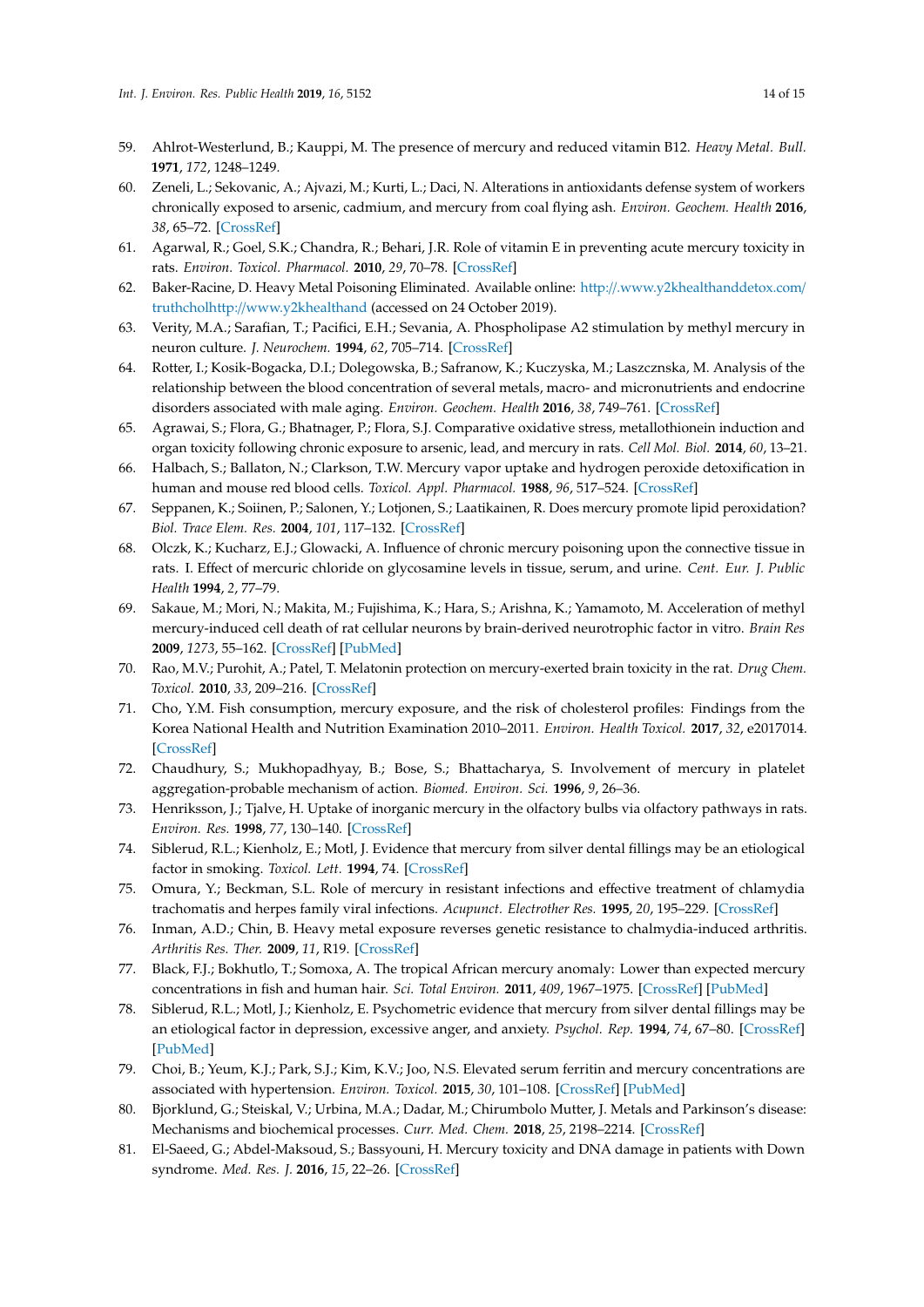59. Ahlrot-Westerlund, B.; Kauppi, M. The presence of mercury and reduced vitamin B12. *Heavy Metal. Bull.* **1971**, *172*, 1248–1249.
60. Zeneli, L.; Sekovanic, A.; Ajvazi, M.; Kurti, L.; Daci, N. Alterations in antioxidants defense system of workers chronically exposed to arsenic, cadmium, and mercury from coal flying ash. *Environ. Geochem. Health* **2016**, *38*, 65–72. [CrossRef]
61. Agarwal, R.; Goel, S.K.; Chandra, R.; Behari, J.R. Role of vitamin E in preventing acute mercury toxicity in rats. *Environ. Toxicol. Pharmacol.* **2010**, *29*, 70–78. [CrossRef]
62. Baker-Racine, D. Heavy Metal Poisoning Eliminated. Available online: http://.www.y2khealthanddetox.com/truthcholhttp://www.y2khealthand (accessed on 24 October 2019).
63. Verity, M.A.; Sarafian, T.; Pacifici, E.H.; Sevania, A. Phospholipase A2 stimulation by methyl mercury in neuron culture. *J. Neurochem.* **1994**, *62*, 705–714. [CrossRef]
64. Rotter, I.; Kosik-Bogacka, D.I.; Dolegowska, B.; Safranow, K.; Kuczyska, M.; Laszcznska, M. Analysis of the relationship between the blood concentration of several metals, macro- and micronutrients and endocrine disorders associated with male aging. *Environ. Geochem. Health* **2016**, *38*, 749–761. [CrossRef]
65. Agrawai, S.; Flora, G.; Bhatnager, P.; Flora, S.J. Comparative oxidative stress, metallothionein induction and organ toxicity following chronic exposure to arsenic, lead, and mercury in rats. *Cell Mol. Biol.* **2014**, *60*, 13–21.
66. Halbach, S.; Ballaton, N.; Clarkson, T.W. Mercury vapor uptake and hydrogen peroxide detoxification in human and mouse red blood cells. *Toxicol. Appl. Pharmacol.* **1988**, *96*, 517–524. [CrossRef]
67. Seppanen, K.; Soiinen, P.; Salonen, Y.; Lotjonen, S.; Laatikainen, R. Does mercury promote lipid peroxidation? *Biol. Trace Elem. Res.* **2004**, *101*, 117–132. [CrossRef]
68. Olczk, K.; Kucharz, E.J.; Glowacki, A. Influence of chronic mercury poisoning upon the connective tissue in rats. I. Effect of mercuric chloride on glycosamine levels in tissue, serum, and urine. *Cent. Eur. J. Public Health* **1994**, *2*, 77–79.
69. Sakaue, M.; Mori, N.; Makita, M.; Fujishima, K.; Hara, S.; Arishna, K.; Yamamoto, M. Acceleration of methyl mercury-induced cell death of rat cellular neurons by brain-derived neurotrophic factor in vitro. *Brain Res* **2009**, *1273*, 55–162. [CrossRef] [PubMed]
70. Rao, M.V.; Purohit, A.; Patel, T. Melatonin protection on mercury-exerted brain toxicity in the rat. *Drug Chem. Toxicol.* **2010**, *33*, 209–216. [CrossRef]
71. Cho, Y.M. Fish consumption, mercury exposure, and the risk of cholesterol profiles: Findings from the Korea National Health and Nutrition Examination 2010–2011. *Environ. Health Toxicol.* **2017**, *32*, e2017014. [CrossRef]
72. Chaudhury, S.; Mukhopadhyay, B.; Bose, S.; Bhattacharya, S. Involvement of mercury in platelet aggregation-probable mechanism of action. *Biomed. Environ. Sci.* **1996**, *9*, 26–36.
73. Henriksson, J.; Tjalve, H. Uptake of inorganic mercury in the olfactory bulbs via olfactory pathways in rats. *Environ. Res.* **1998**, *77*, 130–140. [CrossRef]
74. Siblerud, R.L.; Kienholz, E.; Motl, J. Evidence that mercury from silver dental fillings may be an etiological factor in smoking. *Toxicol. Lett.* **1994**, 74. [CrossRef]
75. Omura, Y.; Beckman, S.L. Role of mercury in resistant infections and effective treatment of chlamydia trachomatis and herpes family viral infections. *Acupunct. Electrother Res.* **1995**, *20*, 195–229. [CrossRef]
76. Inman, A.D.; Chin, B. Heavy metal exposure reverses genetic resistance to chalmydia-induced arthritis. *Arthritis Res. Ther.* **2009**, *11*, R19. [CrossRef]
77. Black, F.J.; Bokhutlo, T.; Somoxa, A. The tropical African mercury anomaly: Lower than expected mercury concentrations in fish and human hair. *Sci. Total Environ.* **2011**, *409*, 1967–1975. [CrossRef] [PubMed]
78. Siblerud, R.L.; Motl, J.; Kienholz, E. Psychometric evidence that mercury from silver dental fillings may be an etiological factor in depression, excessive anger, and anxiety. *Psychol. Rep.* **1994**, *74*, 67–80. [CrossRef] [PubMed]
79. Choi, B.; Yeum, K.J.; Park, S.J.; Kim, K.V.; Joo, N.S. Elevated serum ferritin and mercury concentrations are associated with hypertension. *Environ. Toxicol.* **2015**, *30*, 101–108. [CrossRef] [PubMed]
80. Bjorklund, G.; Steiskal, V.; Urbina, M.A.; Dadar, M.; Chirumbolo Mutter, J. Metals and Parkinson's disease: Mechanisms and biochemical processes. *Curr. Med. Chem.* **2018**, *25*, 2198–2214. [CrossRef]
81. El-Saeed, G.; Abdel-Maksoud, S.; Bassyouni, H. Mercury toxicity and DNA damage in patients with Down syndrome. *Med. Res. J.* **2016**, *15*, 22–26. [CrossRef]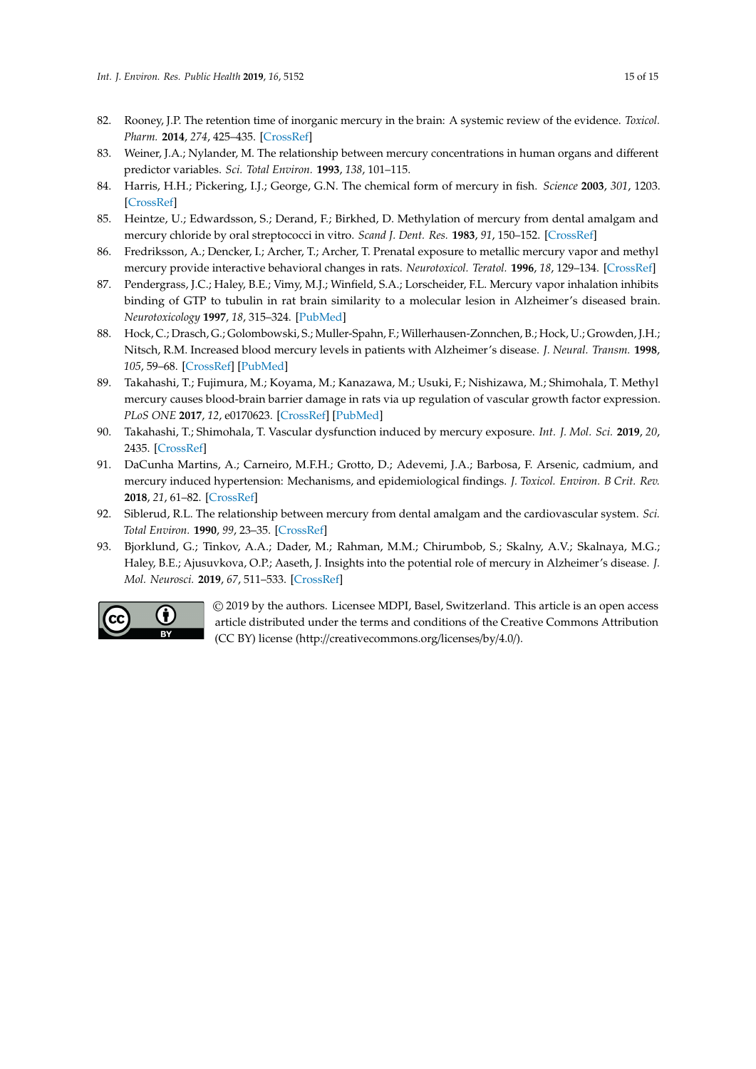82. Rooney, J.P. The retention time of inorganic mercury in the brain: A systemic review of the evidence. *Toxicol. Pharm.* **2014**, *274*, 425–435. [CrossRef]
83. Weiner, J.A.; Nylander, M. The relationship between mercury concentrations in human organs and different predictor variables. *Sci. Total Environ.* **1993**, *138*, 101–115.
84. Harris, H.H.; Pickering, I.J.; George, G.N. The chemical form of mercury in fish. *Science* **2003**, *301*, 1203. [CrossRef]
85. Heintze, U.; Edwardsson, S.; Derand, F.; Birkhed, D. Methylation of mercury from dental amalgam and mercury chloride by oral streptococci in vitro. *Scand J. Dent. Res.* **1983**, *91*, 150–152. [CrossRef]
86. Fredriksson, A.; Dencker, I.; Archer, T.; Archer, T. Prenatal exposure to metallic mercury vapor and methyl mercury provide interactive behavioral changes in rats. *Neurotoxicol. Teratol.* **1996**, *18*, 129–134. [CrossRef]
87. Pendergrass, J.C.; Haley, B.E.; Vimy, M.J.; Winfield, S.A.; Lorscheider, F.L. Mercury vapor inhalation inhibits binding of GTP to tubulin in rat brain similarity to a molecular lesion in Alzheimer's diseased brain. *Neurotoxicology* **1997**, *18*, 315–324. [PubMed]
88. Hock, C.; Drasch, G.; Golombowski, S.; Muller-Spahn, F.; Willerhausen-Zonnchen, B.; Hock, U.; Growden, J.H.; Nitsch, R.M. Increased blood mercury levels in patients with Alzheimer's disease. *J. Neural. Transm.* **1998**, *105*, 59–68. [CrossRef] [PubMed]
89. Takahashi, T.; Fujimura, M.; Koyama, M.; Kanazawa, M.; Usuki, F.; Nishizawa, M.; Shimohala, T. Methyl mercury causes blood-brain barrier damage in rats via up regulation of vascular growth factor expression. *PLoS ONE* **2017**, *12*, e0170623. [CrossRef] [PubMed]
90. Takahashi, T.; Shimohala, T. Vascular dysfunction induced by mercury exposure. *Int. J. Mol. Sci.* **2019**, *20*, 2435. [CrossRef]
91. DaCunha Martins, A.; Carneiro, M.F.H.; Grotto, D.; Adevemi, J.A.; Barbosa, F. Arsenic, cadmium, and mercury induced hypertension: Mechanisms, and epidemiological findings. *J. Toxicol. Environ. B Crit. Rev.* **2018**, *21*, 61–82. [CrossRef]
92. Siblerud, R.L. The relationship between mercury from dental amalgam and the cardiovascular system. *Sci. Total Environ.* **1990**, *99*, 23–35. [CrossRef]
93. Bjorklund, G.; Tinkov, A.A.; Dader, M.; Rahman, M.M.; Chirumbob, S.; Skalny, A.V.; Skalnaya, M.G.; Haley, B.E.; Ajusuvkova, O.P.; Aaseth, J. Insights into the potential role of mercury in Alzheimer's disease. *J. Mol. Neurosci.* **2019**, *67*, 511–533. [CrossRef]

© 2019 by the authors. Licensee MDPI, Basel, Switzerland. This article is an open access article distributed under the terms and conditions of the Creative Commons Attribution (CC BY) license (http://creativecommons.org/licenses/by/4.0/).